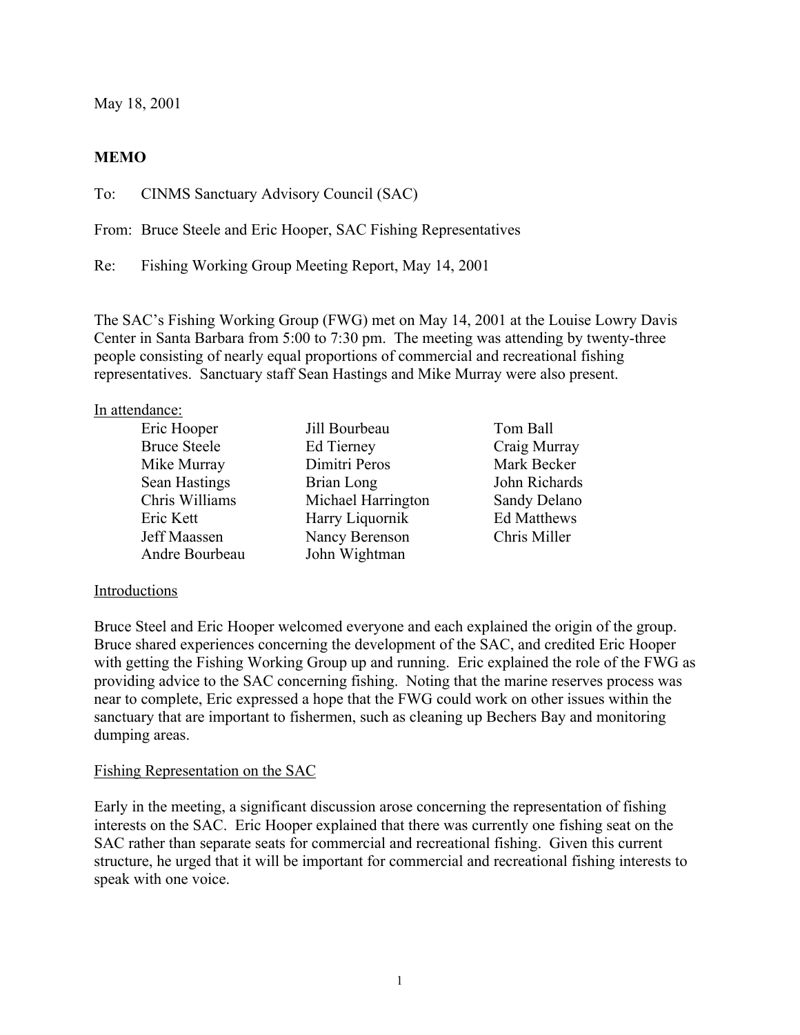May 18, 2001

**MEMO**

To: CINMS Sanctuary Advisory Council (SAC)

From: Bruce Steele and Eric Hooper, SAC Fishing Representatives

Re: Fishing Working Group Meeting Report, May 14, 2001

The SAC's Fishing Working Group (FWG) met on May 14, 2001 at the Louise Lowry Davis Center in Santa Barbara from 5:00 to 7:30 pm. The meeting was attending by twenty-three people consisting of nearly equal proportions of commercial and recreational fishing representatives. Sanctuary staff Sean Hastings and Mike Murray were also present.

In attendance:

| | | |
|---|---|---|
| Eric Hooper | Jill Bourbeau | Tom Ball |
| Bruce Steele | Ed Tierney | Craig Murray |
| Mike Murray | Dimitri Peros | Mark Becker |
| Sean Hastings | Brian Long | John Richards |
| Chris Williams | Michael Harrington | Sandy Delano |
| Eric Kett | Harry Liquornik | Ed Matthews |
| Jeff Maassen | Nancy Berenson | Chris Miller |
| Andre Bourbeau | John Wightman | |

Introductions

Bruce Steel and Eric Hooper welcomed everyone and each explained the origin of the group. Bruce shared experiences concerning the development of the SAC, and credited Eric Hooper with getting the Fishing Working Group up and running. Eric explained the role of the FWG as providing advice to the SAC concerning fishing. Noting that the marine reserves process was near to complete, Eric expressed a hope that the FWG could work on other issues within the sanctuary that are important to fishermen, such as cleaning up Bechers Bay and monitoring dumping areas.

Fishing Representation on the SAC

Early in the meeting, a significant discussion arose concerning the representation of fishing interests on the SAC. Eric Hooper explained that there was currently one fishing seat on the SAC rather than separate seats for commercial and recreational fishing. Given this current structure, he urged that it will be important for commercial and recreational fishing interests to speak with one voice.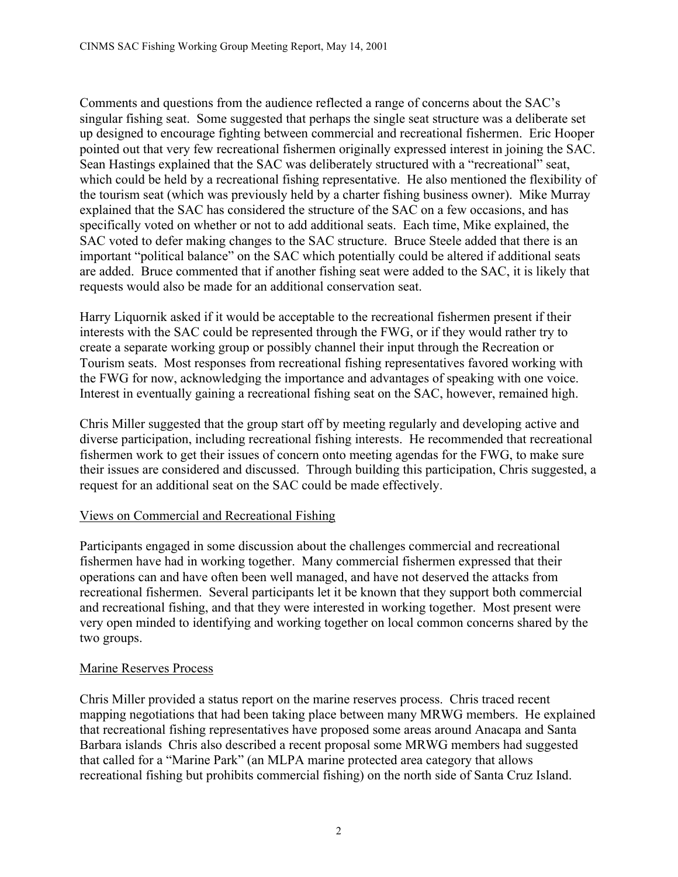Comments and questions from the audience reflected a range of concerns about the SAC's singular fishing seat. Some suggested that perhaps the single seat structure was a deliberate set up designed to encourage fighting between commercial and recreational fishermen. Eric Hooper pointed out that very few recreational fishermen originally expressed interest in joining the SAC. Sean Hastings explained that the SAC was deliberately structured with a "recreational" seat, which could be held by a recreational fishing representative. He also mentioned the flexibility of the tourism seat (which was previously held by a charter fishing business owner). Mike Murray explained that the SAC has considered the structure of the SAC on a few occasions, and has specifically voted on whether or not to add additional seats. Each time, Mike explained, the SAC voted to defer making changes to the SAC structure. Bruce Steele added that there is an important "political balance" on the SAC which potentially could be altered if additional seats are added. Bruce commented that if another fishing seat were added to the SAC, it is likely that requests would also be made for an additional conservation seat.

Harry Liquornik asked if it would be acceptable to the recreational fishermen present if their interests with the SAC could be represented through the FWG, or if they would rather try to create a separate working group or possibly channel their input through the Recreation or Tourism seats. Most responses from recreational fishing representatives favored working with the FWG for now, acknowledging the importance and advantages of speaking with one voice. Interest in eventually gaining a recreational fishing seat on the SAC, however, remained high.

Chris Miller suggested that the group start off by meeting regularly and developing active and diverse participation, including recreational fishing interests. He recommended that recreational fishermen work to get their issues of concern onto meeting agendas for the FWG, to make sure their issues are considered and discussed. Through building this participation, Chris suggested, a request for an additional seat on the SAC could be made effectively.

<u>Views on Commercial and Recreational Fishing</u>

Participants engaged in some discussion about the challenges commercial and recreational fishermen have had in working together. Many commercial fishermen expressed that their operations can and have often been well managed, and have not deserved the attacks from recreational fishermen. Several participants let it be known that they support both commercial and recreational fishing, and that they were interested in working together. Most present were very open minded to identifying and working together on local common concerns shared by the two groups.

<u>Marine Reserves Process</u>

Chris Miller provided a status report on the marine reserves process. Chris traced recent mapping negotiations that had been taking place between many MRWG members. He explained that recreational fishing representatives have proposed some areas around Anacapa and Santa Barbara islands Chris also described a recent proposal some MRWG members had suggested that called for a "Marine Park" (an MLPA marine protected area category that allows recreational fishing but prohibits commercial fishing) on the north side of Santa Cruz Island.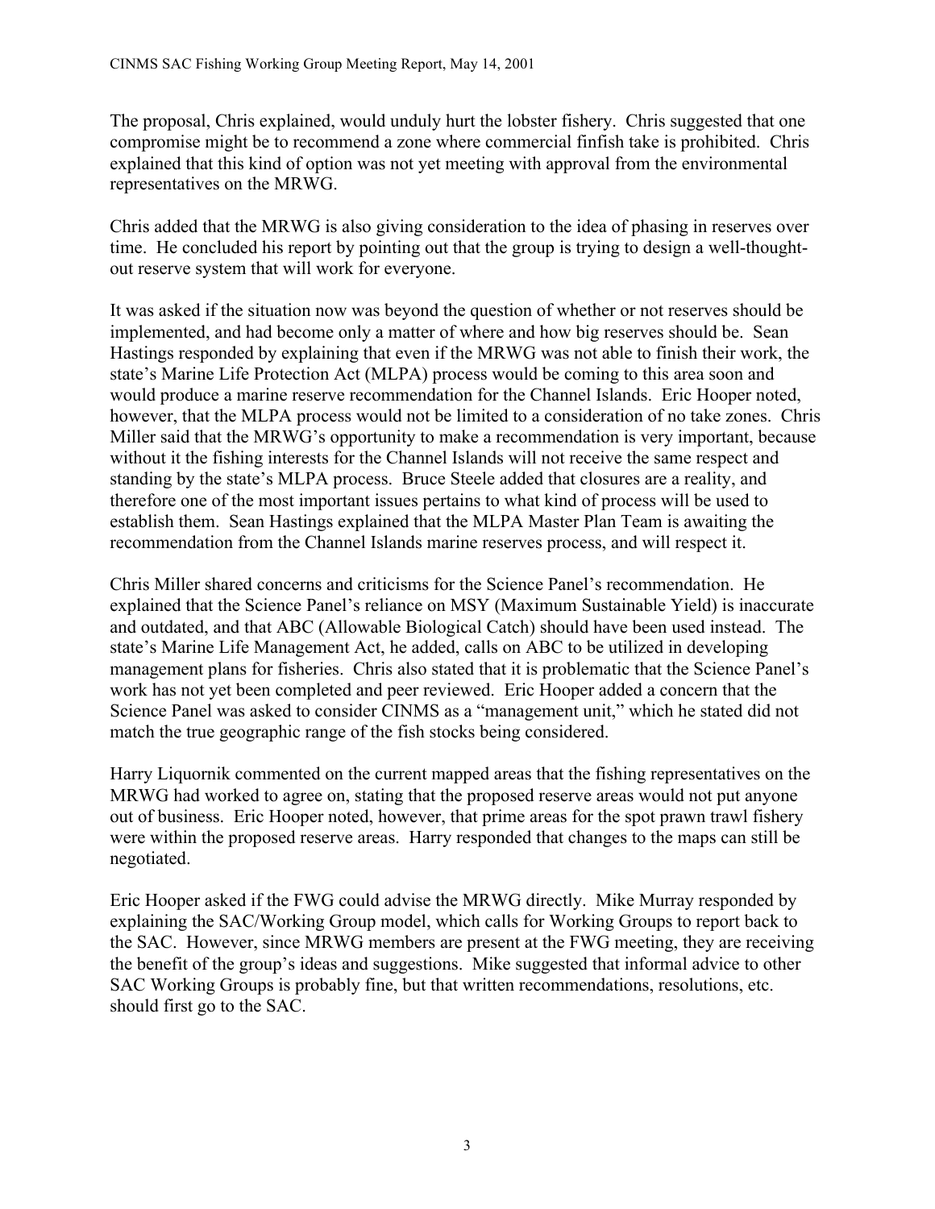The proposal, Chris explained, would unduly hurt the lobster fishery. Chris suggested that one compromise might be to recommend a zone where commercial finfish take is prohibited. Chris explained that this kind of option was not yet meeting with approval from the environmental representatives on the MRWG.

Chris added that the MRWG is also giving consideration to the idea of phasing in reserves over time. He concluded his report by pointing out that the group is trying to design a well-thought-out reserve system that will work for everyone.

It was asked if the situation now was beyond the question of whether or not reserves should be implemented, and had become only a matter of where and how big reserves should be. Sean Hastings responded by explaining that even if the MRWG was not able to finish their work, the state's Marine Life Protection Act (MLPA) process would be coming to this area soon and would produce a marine reserve recommendation for the Channel Islands. Eric Hooper noted, however, that the MLPA process would not be limited to a consideration of no take zones. Chris Miller said that the MRWG's opportunity to make a recommendation is very important, because without it the fishing interests for the Channel Islands will not receive the same respect and standing by the state's MLPA process. Bruce Steele added that closures are a reality, and therefore one of the most important issues pertains to what kind of process will be used to establish them. Sean Hastings explained that the MLPA Master Plan Team is awaiting the recommendation from the Channel Islands marine reserves process, and will respect it.

Chris Miller shared concerns and criticisms for the Science Panel's recommendation. He explained that the Science Panel's reliance on MSY (Maximum Sustainable Yield) is inaccurate and outdated, and that ABC (Allowable Biological Catch) should have been used instead. The state's Marine Life Management Act, he added, calls on ABC to be utilized in developing management plans for fisheries. Chris also stated that it is problematic that the Science Panel's work has not yet been completed and peer reviewed. Eric Hooper added a concern that the Science Panel was asked to consider CINMS as a "management unit," which he stated did not match the true geographic range of the fish stocks being considered.

Harry Liquornik commented on the current mapped areas that the fishing representatives on the MRWG had worked to agree on, stating that the proposed reserve areas would not put anyone out of business. Eric Hooper noted, however, that prime areas for the spot prawn trawl fishery were within the proposed reserve areas. Harry responded that changes to the maps can still be negotiated.

Eric Hooper asked if the FWG could advise the MRWG directly. Mike Murray responded by explaining the SAC/Working Group model, which calls for Working Groups to report back to the SAC. However, since MRWG members are present at the FWG meeting, they are receiving the benefit of the group's ideas and suggestions. Mike suggested that informal advice to other SAC Working Groups is probably fine, but that written recommendations, resolutions, etc. should first go to the SAC.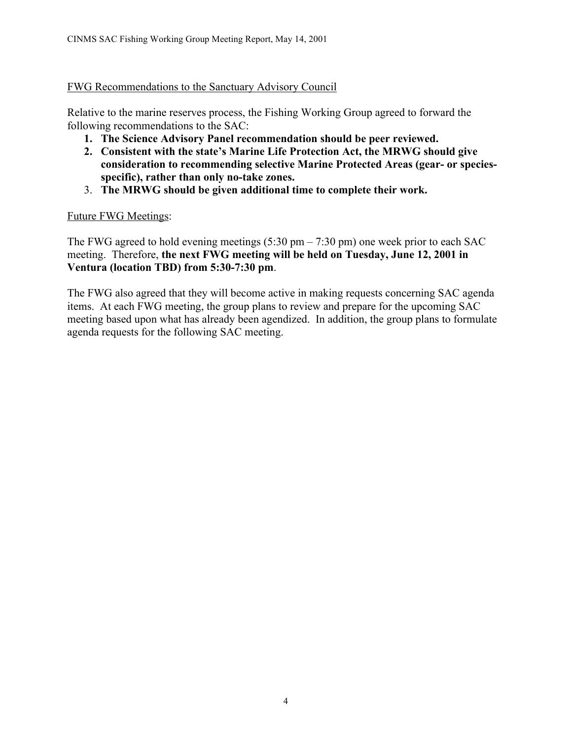<u>FWG Recommendations to the Sanctuary Advisory Council</u>

Relative to the marine reserves process, the Fishing Working Group agreed to forward the following recommendations to the SAC:

1. **The Science Advisory Panel recommendation should be peer reviewed.**
2. **Consistent with the state's Marine Life Protection Act, the MRWG should give consideration to recommending selective Marine Protected Areas (gear- or species-specific), rather than only no-take zones.**
3. **The MRWG should be given additional time to complete their work.**

<u>Future FWG Meetings</u>:

The FWG agreed to hold evening meetings (5:30 pm – 7:30 pm) one week prior to each SAC meeting. Therefore, **the next FWG meeting will be held on Tuesday, June 12, 2001 in Ventura (location TBD) from 5:30-7:30 pm**.

The FWG also agreed that they will become active in making requests concerning SAC agenda items. At each FWG meeting, the group plans to review and prepare for the upcoming SAC meeting based upon what has already been agendized. In addition, the group plans to formulate agenda requests for the following SAC meeting.